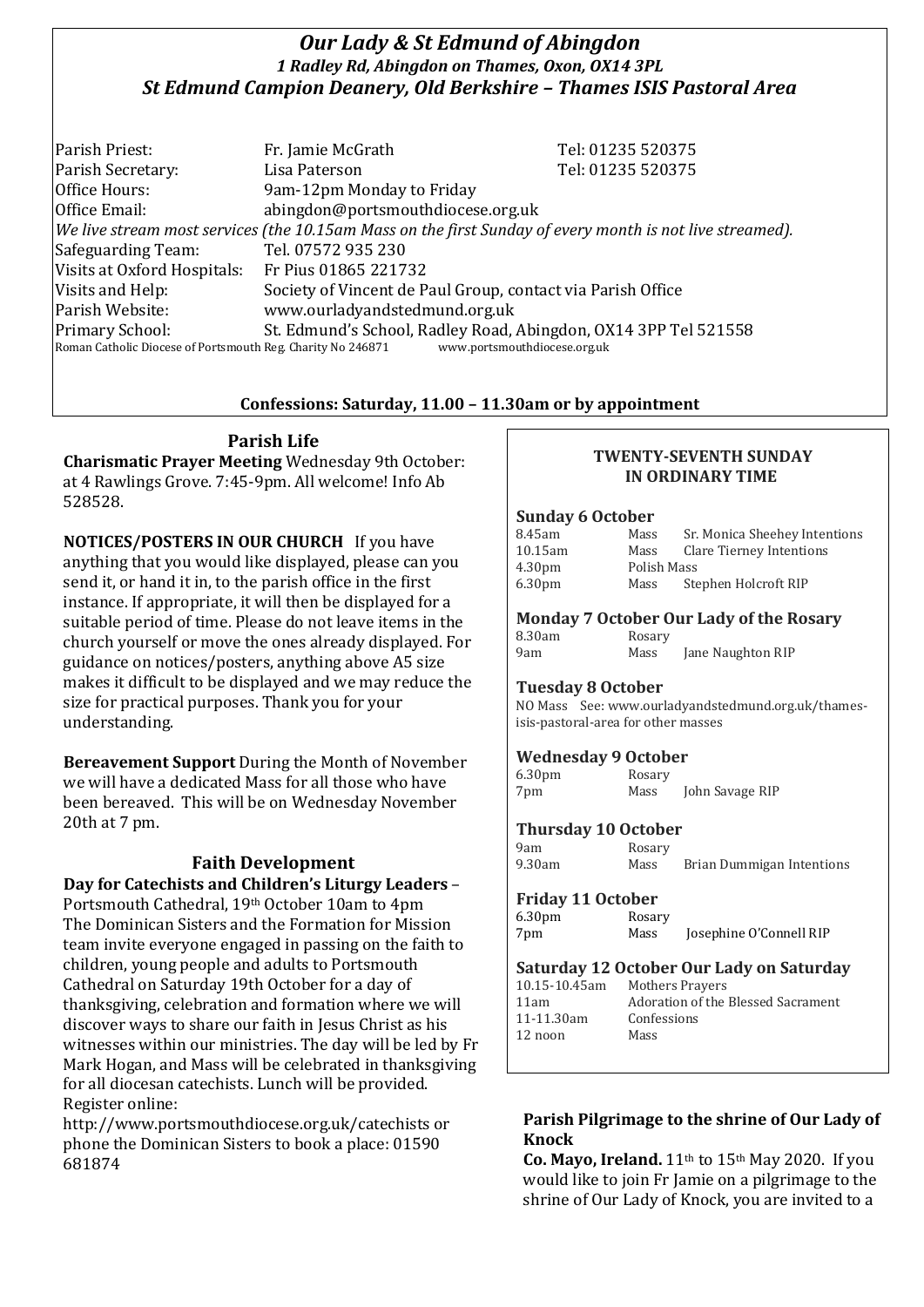# *Our Lady & St Edmund of Abingdon*

### *1 Radley Rd, Abingdon on Thames, Oxon, OX14 3PL*

### *St Edmund Campion Deanery, Old Berkshire – Thames ISIS Pastoral Area*

| | | |
|---|---|---|
| Parish Priest: | Fr. Jamie McGrath | Tel: 01235 520375 |
| Parish Secretary: | Lisa Paterson | Tel: 01235 520375 |
| Office Hours: | 9am-12pm Monday to Friday | |
| Office Email: | abingdon@portsmouthdiocese.org.uk | |

*We live stream most services (the 10.15am Mass on the first Sunday of every month is not live streamed).*

| | |
|---|---|
| Safeguarding Team: | Tel. 07572 935 230 |
| Visits at Oxford Hospitals: | Fr Pius 01865 221732 |
| Visits and Help: | Society of Vincent de Paul Group, contact via Parish Office |
| Parish Website: | www.ourladyandstedmund.org.uk |
| Primary School: | St. Edmund's School, Radley Road, Abingdon, OX14 3PP Tel 521558 |

Roman Catholic Diocese of Portsmouth Reg. Charity No 246871 www.portsmouthdiocese.org.uk

**Confessions: Saturday, 11.00 – 11.30am or by appointment**

## Parish Life

**Charismatic Prayer Meeting** Wednesday 9th October: at 4 Rawlings Grove. 7:45-9pm. All welcome! Info Ab 528528.

**NOTICES/POSTERS IN OUR CHURCH** If you have anything that you would like displayed, please can you send it, or hand it in, to the parish office in the first instance. If appropriate, it will then be displayed for a suitable period of time. Please do not leave items in the church yourself or move the ones already displayed. For guidance on notices/posters, anything above A5 size makes it difficult to be displayed and we may reduce the size for practical purposes. Thank you for your understanding.

**Bereavement Support** During the Month of November we will have a dedicated Mass for all those who have been bereaved. This will be on Wednesday November 20th at 7 pm.

## Faith Development

**Day for Catechists and Children's Liturgy Leaders** – Portsmouth Cathedral, 19th October 10am to 4pm
The Dominican Sisters and the Formation for Mission team invite everyone engaged in passing on the faith to children, young people and adults to Portsmouth Cathedral on Saturday 19th October for a day of thanksgiving, celebration and formation where we will discover ways to share our faith in Jesus Christ as his witnesses within our ministries. The day will be led by Fr Mark Hogan, and Mass will be celebrated in thanksgiving for all diocesan catechists. Lunch will be provided. Register online:
http://www.portsmouthdiocese.org.uk/catechists or phone the Dominican Sisters to book a place: 01590 681874

## TWENTY-SEVENTH SUNDAY IN ORDINARY TIME

### Sunday 6 October

| | | |
|---|---|---|
| 8.45am | Mass | Sr. Monica Sheehey Intentions |
| 10.15am | Mass | Clare Tierney Intentions |
| 4.30pm | Polish Mass | |
| 6.30pm | Mass | Stephen Holcroft RIP |

### Monday 7 October Our Lady of the Rosary

| | | |
|---|---|---|
| 8.30am | Rosary | |
| 9am | Mass | Jane Naughton RIP |

### Tuesday 8 October

NO Mass See: www.ourladyandstedmund.org.uk/thames-isis-pastoral-area for other masses

### Wednesday 9 October

| | | |
|---|---|---|
| 6.30pm | Rosary | |
| 7pm | Mass | John Savage RIP |

### Thursday 10 October

| | | |
|---|---|---|
| 9am | Rosary | |
| 9.30am | Mass | Brian Dummigan Intentions |

### Friday 11 October

| | | |
|---|---|---|
| 6.30pm | Rosary | |
| 7pm | Mass | Josephine O'Connell RIP |

### Saturday 12 October Our Lady on Saturday

| | |
|---|---|
| 10.15-10.45am | Mothers Prayers |
| 11am | Adoration of the Blessed Sacrament |
| 11-11.30am | Confessions |
| 12 noon | Mass |

### Parish Pilgrimage to the shrine of Our Lady of Knock

**Co. Mayo, Ireland.** 11th to 15th May 2020. If you would like to join Fr Jamie on a pilgrimage to the shrine of Our Lady of Knock, you are invited to a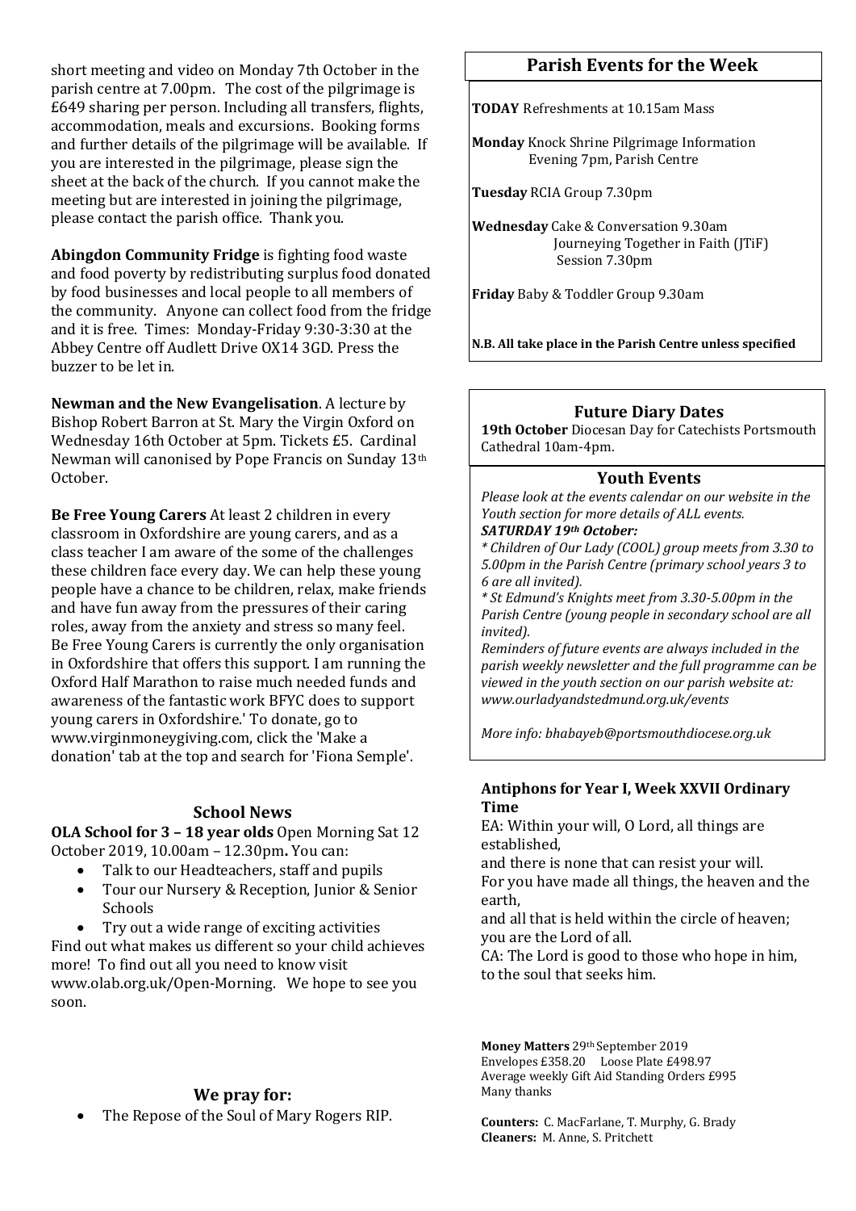short meeting and video on Monday 7th October in the parish centre at 7.00pm. The cost of the pilgrimage is £649 sharing per person. Including all transfers, flights, accommodation, meals and excursions. Booking forms and further details of the pilgrimage will be available. If you are interested in the pilgrimage, please sign the sheet at the back of the church. If you cannot make the meeting but are interested in joining the pilgrimage, please contact the parish office. Thank you.

**Abingdon Community Fridge** is fighting food waste and food poverty by redistributing surplus food donated by food businesses and local people to all members of the community. Anyone can collect food from the fridge and it is free. Times: Monday-Friday 9:30-3:30 at the Abbey Centre off Audlett Drive OX14 3GD. Press the buzzer to be let in.

**Newman and the New Evangelisation**. A lecture by Bishop Robert Barron at St. Mary the Virgin Oxford on Wednesday 16th October at 5pm. Tickets £5. Cardinal Newman will canonised by Pope Francis on Sunday 13th October.

**Be Free Young Carers** At least 2 children in every classroom in Oxfordshire are young carers, and as a class teacher I am aware of the some of the challenges these children face every day. We can help these young people have a chance to be children, relax, make friends and have fun away from the pressures of their caring roles, away from the anxiety and stress so many feel. Be Free Young Carers is currently the only organisation in Oxfordshire that offers this support. I am running the Oxford Half Marathon to raise much needed funds and awareness of the fantastic work BFYC does to support young carers in Oxfordshire.' To donate, go to www.virginmoneygiving.com, click the 'Make a donation' tab at the top and search for 'Fiona Semple'.

## School News

**OLA School for 3 – 18 year olds** Open Morning Sat 12 October 2019, 10.00am – 12.30pm**.** You can:

- Talk to our Headteachers, staff and pupils
- Tour our Nursery & Reception, Junior & Senior Schools
- Try out a wide range of exciting activities

Find out what makes us different so your child achieves more! To find out all you need to know visit www.olab.org.uk/Open-Morning. We hope to see you soon.

## We pray for:

- The Repose of the Soul of Mary Rogers RIP.

## Parish Events for the Week

**TODAY** Refreshments at 10.15am Mass

**Monday** Knock Shrine Pilgrimage Information Evening 7pm, Parish Centre

**Tuesday** RCIA Group 7.30pm

**Wednesday** Cake & Conversation 9.30am
Journeying Together in Faith (JTiF) Session 7.30pm

**Friday** Baby & Toddler Group 9.30am

**N.B. All take place in the Parish Centre unless specified**

## Future Diary Dates

**19th October** Diocesan Day for Catechists Portsmouth Cathedral 10am-4pm.

## Youth Events

*Please look at the events calendar on our website in the Youth section for more details of ALL events.*

***SATURDAY 19th October:***

*\* Children of Our Lady (COOL) group meets from 3.30 to 5.00pm in the Parish Centre (primary school years 3 to 6 are all invited).*

*\* St Edmund's Knights meet from 3.30-5.00pm in the Parish Centre (young people in secondary school are all invited).*

*Reminders of future events are always included in the parish weekly newsletter and the full programme can be viewed in the youth section on our parish website at: www.ourladyandstedmund.org.uk/events*

*More info: bhabayeb@portsmouthdiocese.org.uk*

### Antiphons for Year I, Week XXVII Ordinary Time

EA: Within your will, O Lord, all things are established,
and there is none that can resist your will.
For you have made all things, the heaven and the earth,
and all that is held within the circle of heaven;
you are the Lord of all.
CA: The Lord is good to those who hope in him,
to the soul that seeks him.

**Money Matters** 29th September 2019
Envelopes £358.20 Loose Plate £498.97
Average weekly Gift Aid Standing Orders £995
Many thanks

**Counters:** C. MacFarlane, T. Murphy, G. Brady
**Cleaners:** M. Anne, S. Pritchett